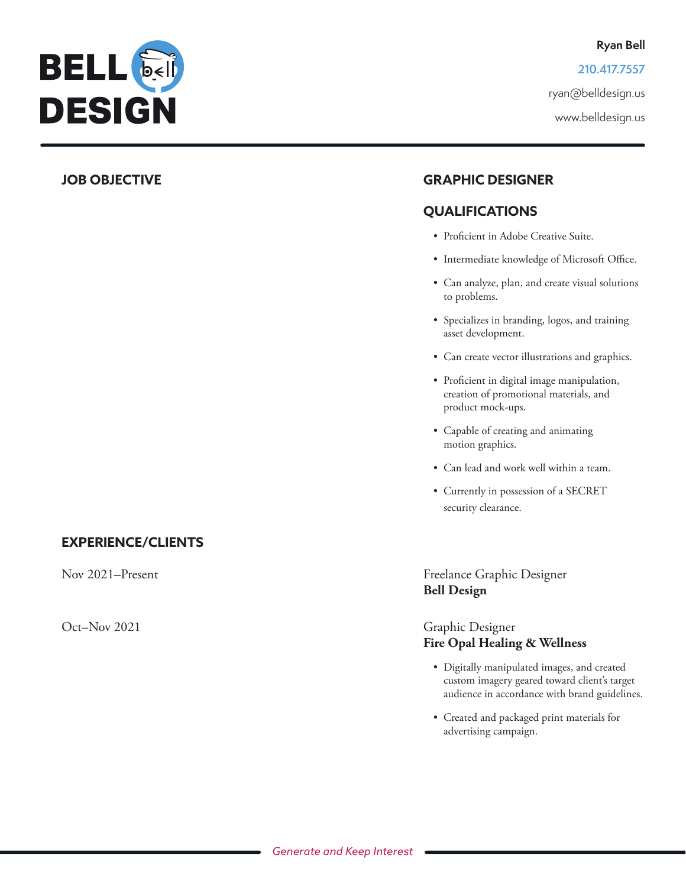# BELL DESIGN

**Ryan Bell**

210.417.7557

ryan@belldesign.us

www.belldesign.us

---

## JOB OBJECTIVE

**GRAPHIC DESIGNER**

## QUALIFICATIONS

- Proficient in Adobe Creative Suite.
- Intermediate knowledge of Microsoft Office.
- Can analyze, plan, and create visual solutions to problems.
- Specializes in branding, logos, and training asset development.
- Can create vector illustrations and graphics.
- Proficient in digital image manipulation, creation of promotional materials, and product mock-ups.
- Capable of creating and animating motion graphics.
- Can lead and work well within a team.
- Currently in possession of a SECRET security clearance.

## EXPERIENCE/CLIENTS

Nov 2021–Present

Freelance Graphic Designer
**Bell Design**

Oct–Nov 2021

Graphic Designer
**Fire Opal Healing & Wellness**

- Digitally manipulated images, and created custom imagery geared toward client's target audience in accordance with brand guidelines.
- Created and packaged print materials for advertising campaign.

*Generate and Keep Interest*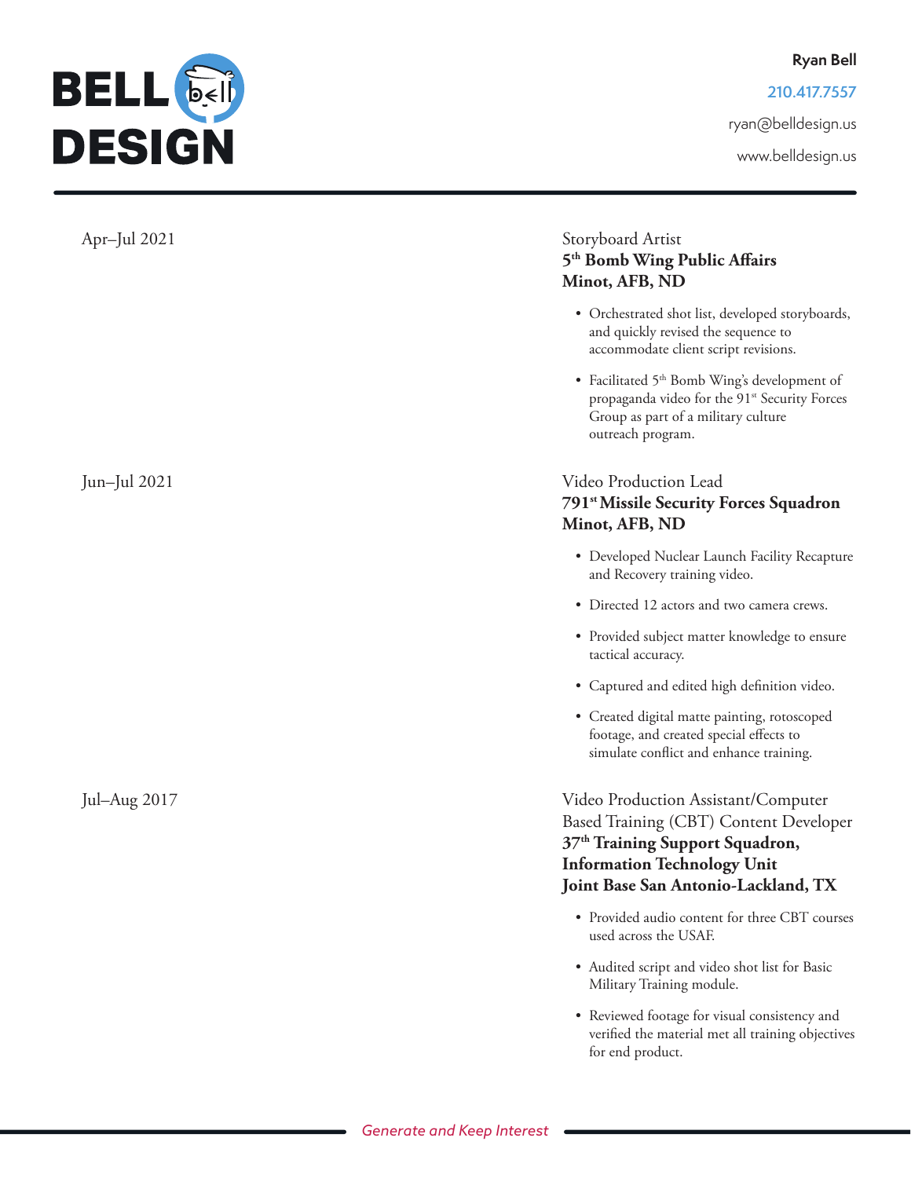Apr–Jul 2021

Storyboard Artist
**5th Bomb Wing Public Affairs**
**Minot, AFB, ND**

- Orchestrated shot list, developed storyboards, and quickly revised the sequence to accommodate client script revisions.
- Facilitated 5th Bomb Wing's development of propaganda video for the 91st Security Forces Group as part of a military culture outreach program.

Jun–Jul 2021

Video Production Lead
**791st Missile Security Forces Squadron**
**Minot, AFB, ND**

- Developed Nuclear Launch Facility Recapture and Recovery training video.
- Directed 12 actors and two camera crews.
- Provided subject matter knowledge to ensure tactical accuracy.
- Captured and edited high definition video.
- Created digital matte painting, rotoscoped footage, and created special effects to simulate conflict and enhance training.

Jul–Aug 2017

Video Production Assistant/Computer Based Training (CBT) Content Developer
**37th Training Support Squadron,**
**Information Technology Unit**
**Joint Base San Antonio-Lackland, TX**

- Provided audio content for three CBT courses used across the USAF.
- Audited script and video shot list for Basic Military Training module.
- Reviewed footage for visual consistency and verified the material met all training objectives for end product.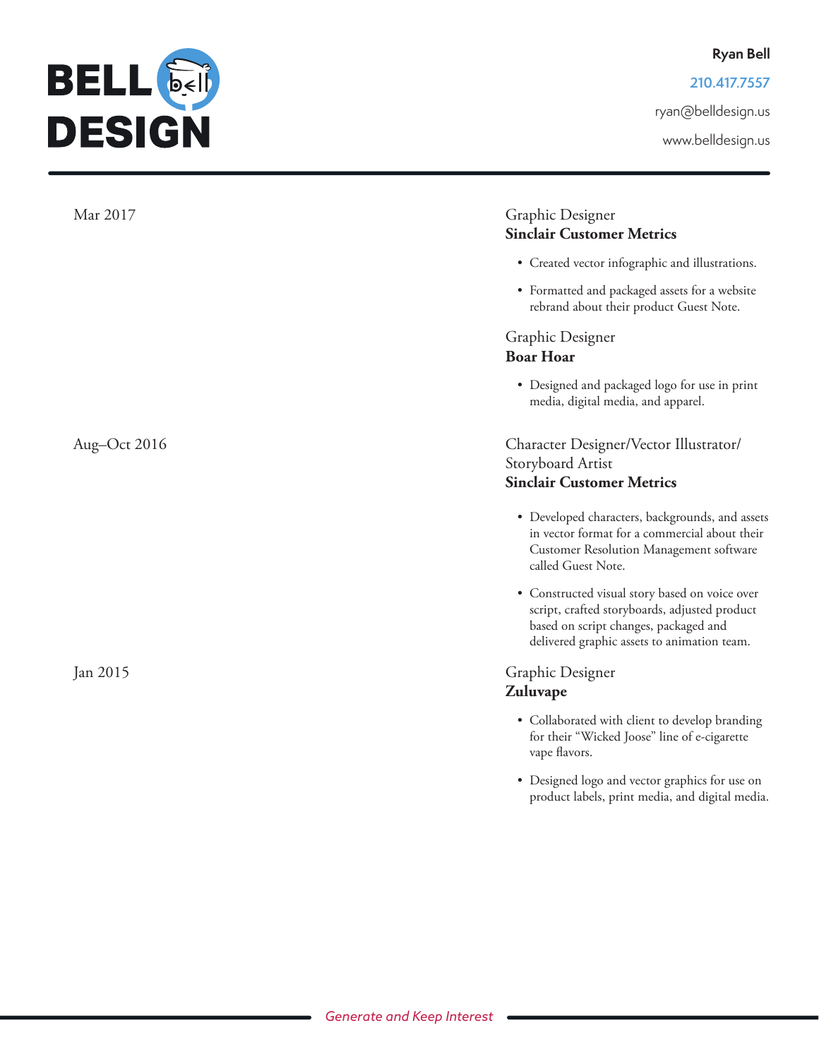# BELL DESIGN

**Ryan Bell**

210.417.7557

ryan@belldesign.us

www.belldesign.us

---

Mar 2017

Graphic Designer
**Sinclair Customer Metrics**

- Created vector infographic and illustrations.
- Formatted and packaged assets for a website rebrand about their product Guest Note.

Graphic Designer
**Boar Hoar**

- Designed and packaged logo for use in print media, digital media, and apparel.

Aug–Oct 2016

Character Designer/Vector Illustrator/Storyboard Artist
**Sinclair Customer Metrics**

- Developed characters, backgrounds, and assets in vector format for a commercial about their Customer Resolution Management software called Guest Note.
- Constructed visual story based on voice over script, crafted storyboards, adjusted product based on script changes, packaged and delivered graphic assets to animation team.

Jan 2015

Graphic Designer
**Zuluvape**

- Collaborated with client to develop branding for their “Wicked Joose” line of e-cigarette vape flavors.
- Designed logo and vector graphics for use on product labels, print media, and digital media.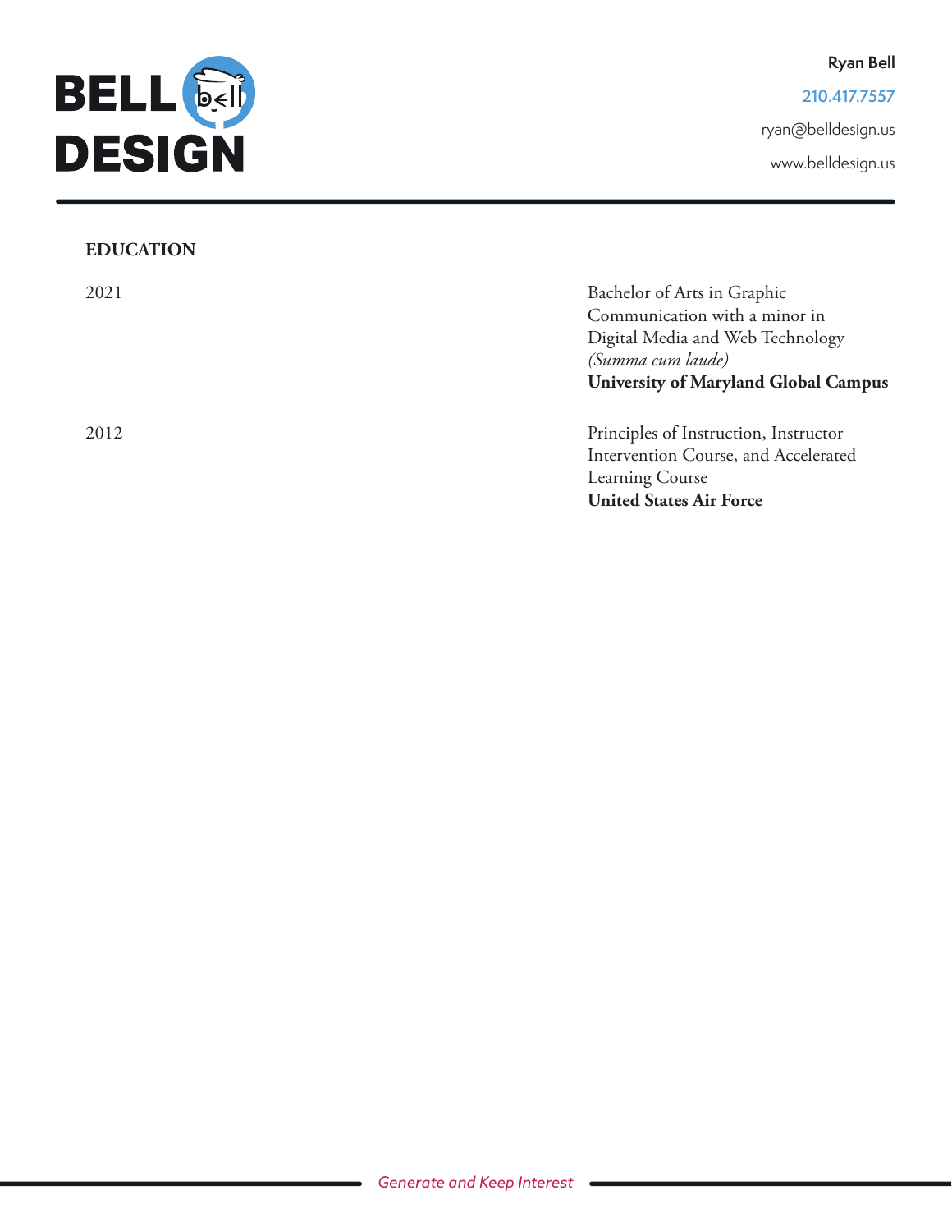# BELL DESIGN

**Ryan Bell**

210.417.7557

ryan@belldesign.us

www.belldesign.us

## EDUCATION

| | |
|---|---|
| 2021 | Bachelor of Arts in Graphic Communication with a minor in Digital Media and Web Technology *(Summa cum laude)* **University of Maryland Global Campus** |
| 2012 | Principles of Instruction, Instructor Intervention Course, and Accelerated Learning Course **United States Air Force** |

*Generate and Keep Interest*